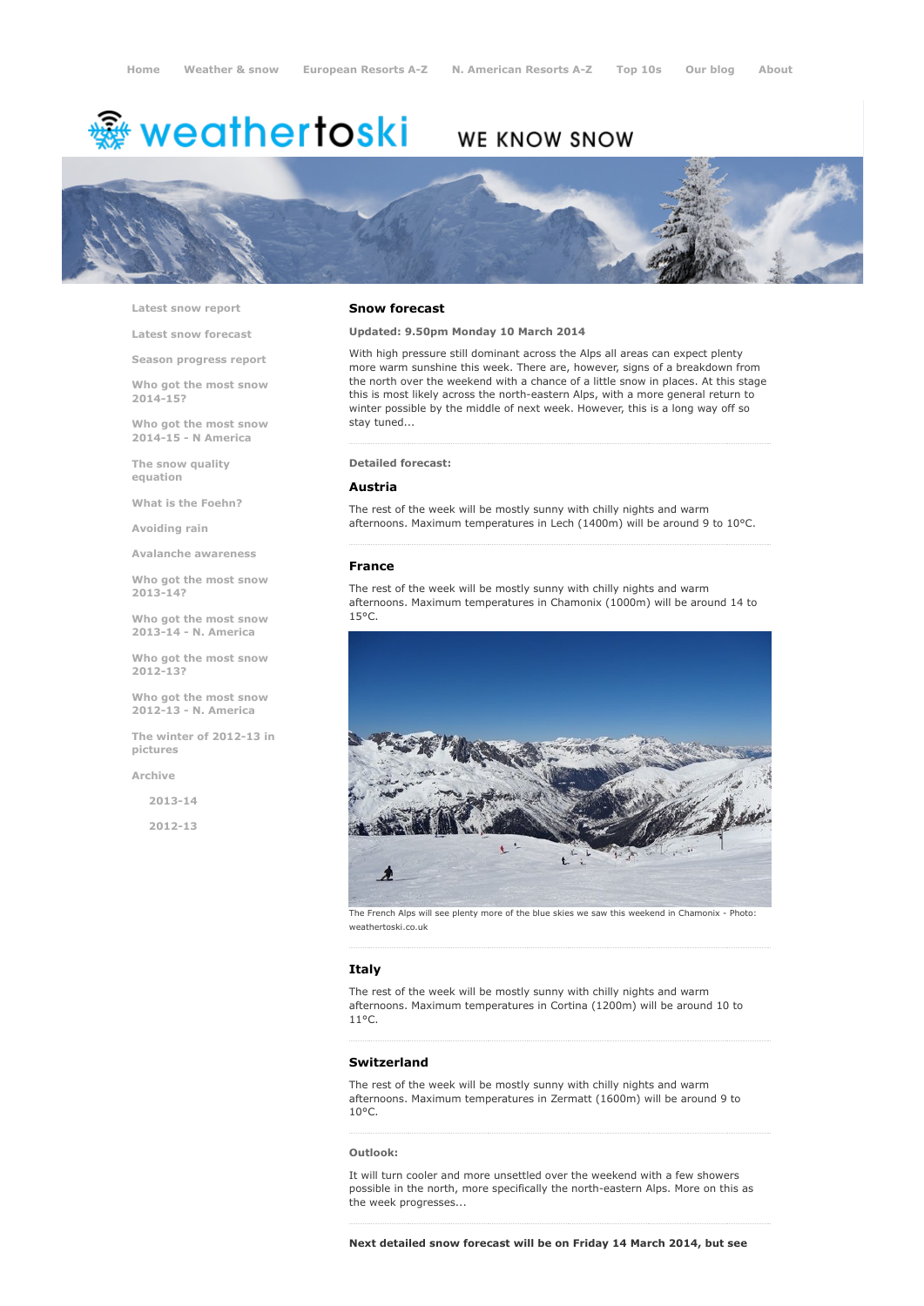Home | Weather & snow | European Resorts A-Z | N. American Resorts A-Z | Top 10s | Our blog | About

weathertoski WE KNOW SNOW

- Latest snow report
- Latest snow forecast
- Season progress report
- Who got the most snow 2014-15?
- Who got the most snow 2014-15 - N America
- The snow quality equation
- What is the Foehn?
- Avoiding rain
- Avalanche awareness
- Who got the most snow 2013-14?
- Who got the most snow 2013-14 - N. America
- Who got the most snow 2012-13?
- Who got the most snow 2012-13 - N. America
- The winter of 2012-13 in pictures
- Archive
  - 2013-14
  - 2012-13

## Snow forecast

**Updated: 9.50pm Monday 10 March 2014**

With high pressure still dominant across the Alps all areas can expect plenty more warm sunshine this week. There are, however, signs of a breakdown from the north over the weekend with a chance of a little snow in places. At this stage this is most likely across the north-eastern Alps, with a more general return to winter possible by the middle of next week. However, this is a long way off so stay tuned...

**Detailed forecast:**

### Austria

The rest of the week will be mostly sunny with chilly nights and warm afternoons. Maximum temperatures in Lech (1400m) will be around 9 to 10°C.

### France

The rest of the week will be mostly sunny with chilly nights and warm afternoons. Maximum temperatures in Chamonix (1000m) will be around 14 to 15°C.

The French Alps will see plenty more of the blue skies we saw this weekend in Chamonix - Photo: weathertoski.co.uk

### Italy

The rest of the week will be mostly sunny with chilly nights and warm afternoons. Maximum temperatures in Cortina (1200m) will be around 10 to 11°C.

### Switzerland

The rest of the week will be mostly sunny with chilly nights and warm afternoons. Maximum temperatures in Zermatt (1600m) will be around 9 to 10°C.

**Outlook:**

It will turn cooler and more unsettled over the weekend with a few showers possible in the north, more specifically the north-eastern Alps. More on this as the week progresses...

**Next detailed snow forecast will be on Friday 14 March 2014, but see**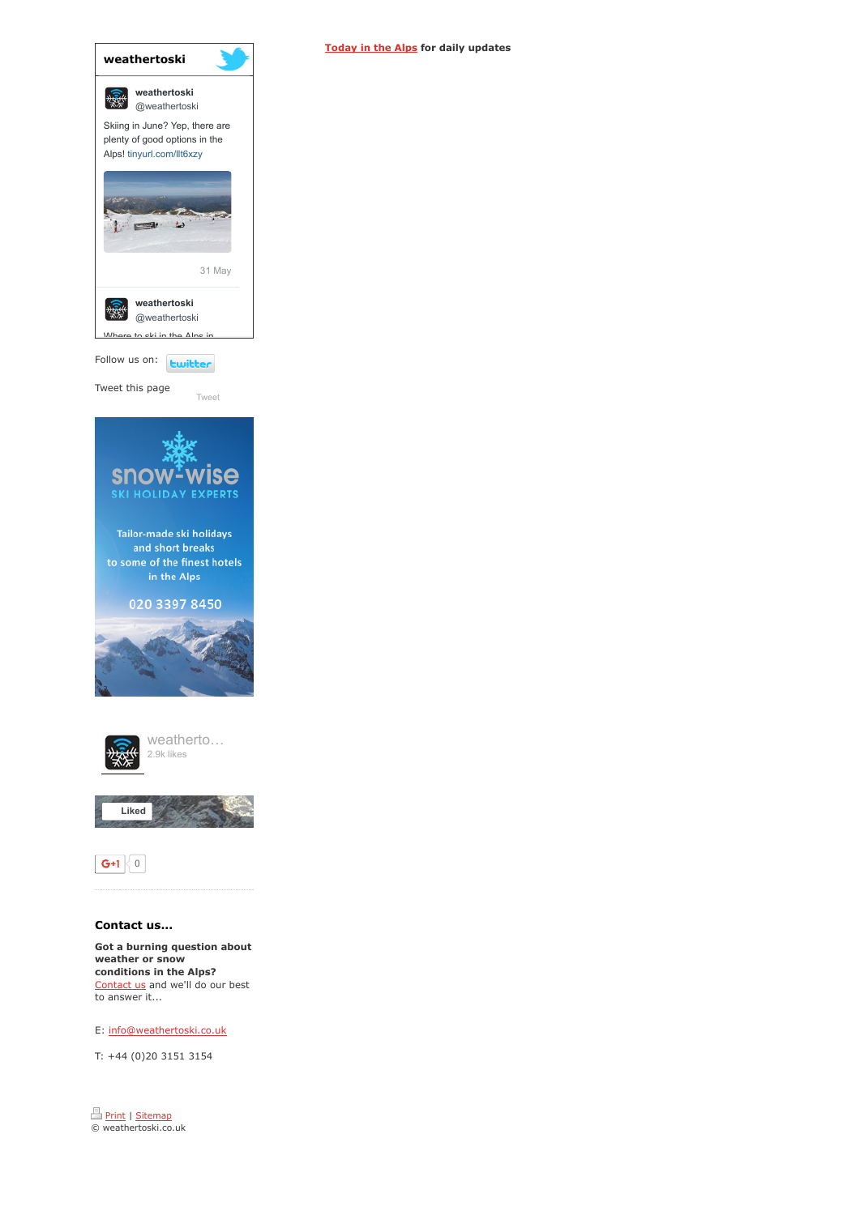**Today in the Alps for daily updates**

weathertoski

weathertoski
@weathertoski

Skiing in June? Yep, there are plenty of good options in the Alps! tinyurl.com/llt6xzy

31 May

weathertoski
@weathertoski

Where to ski in the Alps in

Follow us on:

Tweet this page

Tweet

snow-wise
SKI HOLIDAY EXPERTS

Tailor-made ski holidays and short breaks to some of the finest hotels in the Alps

020 3397 8450

weatherto...
2.9k likes

Liked

G+1 0

### Contact us...

**Got a burning question about weather or snow conditions in the Alps?**
Contact us and we'll do our best to answer it...

E: info@weathertoski.co.uk

T: +44 (0)20 3151 3154

Print | Sitemap
© weathertoski.co.uk